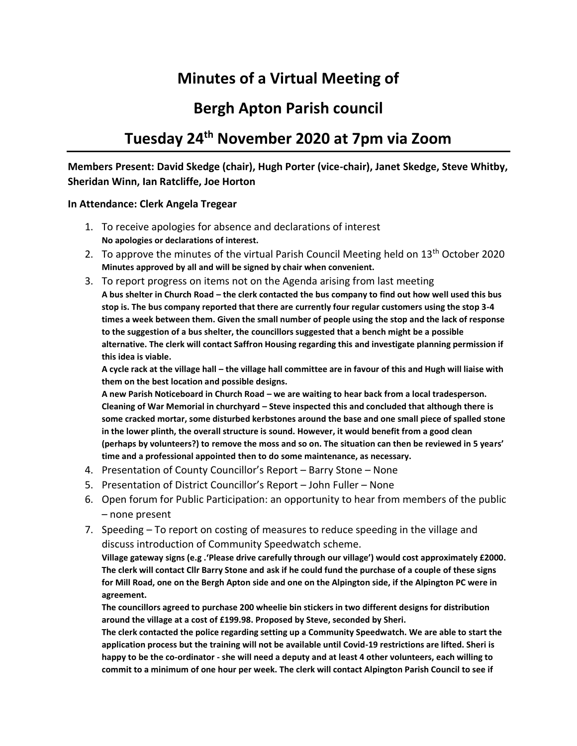# Minutes of a Virtual Meeting of

# Bergh Apton Parish council

# Tuesday 24th November 2020 at 7pm via Zoom

**Members Present: David Skedge (chair), Hugh Porter (vice-chair), Janet Skedge, Steve Whitby, Sheridan Winn, Ian Ratcliffe, Joe Horton**

**In Attendance: Clerk Angela Tregear**

1. To receive apologies for absence and declarations of interest
   **No apologies or declarations of interest.**
2. To approve the minutes of the virtual Parish Council Meeting held on 13th October 2020
   **Minutes approved by all and will be signed by chair when convenient.**
3. To report progress on items not on the Agenda arising from last meeting
   **A bus shelter in Church Road – the clerk contacted the bus company to find out how well used this bus stop is. The bus company reported that there are currently four regular customers using the stop 3-4 times a week between them. Given the small number of people using the stop and the lack of response to the suggestion of a bus shelter, the councillors suggested that a bench might be a possible alternative. The clerk will contact Saffron Housing regarding this and investigate planning permission if this idea is viable.**
   **A cycle rack at the village hall – the village hall committee are in favour of this and Hugh will liaise with them on the best location and possible designs.**
   **A new Parish Noticeboard in Church Road – we are waiting to hear back from a local tradesperson.**
   **Cleaning of War Memorial in churchyard – Steve inspected this and concluded that although there is some cracked mortar, some disturbed kerbstones around the base and one small piece of spalled stone in the lower plinth, the overall structure is sound. However, it would benefit from a good clean (perhaps by volunteers?) to remove the moss and so on. The situation can then be reviewed in 5 years' time and a professional appointed then to do some maintenance, as necessary.**
4. Presentation of County Councillor's Report – Barry Stone – None
5. Presentation of District Councillor's Report – John Fuller – None
6. Open forum for Public Participation: an opportunity to hear from members of the public – none present
7. Speeding – To report on costing of measures to reduce speeding in the village and discuss introduction of Community Speedwatch scheme.
   **Village gateway signs (e.g .'Please drive carefully through our village') would cost approximately £2000. The clerk will contact Cllr Barry Stone and ask if he could fund the purchase of a couple of these signs for Mill Road, one on the Bergh Apton side and one on the Alpington side, if the Alpington PC were in agreement.**
   **The councillors agreed to purchase 200 wheelie bin stickers in two different designs for distribution around the village at a cost of £199.98. Proposed by Steve, seconded by Sheri.**
   **The clerk contacted the police regarding setting up a Community Speedwatch. We are able to start the application process but the training will not be available until Covid-19 restrictions are lifted. Sheri is happy to be the co-ordinator - she will need a deputy and at least 4 other volunteers, each willing to commit to a minimum of one hour per week. The clerk will contact Alpington Parish Council to see if**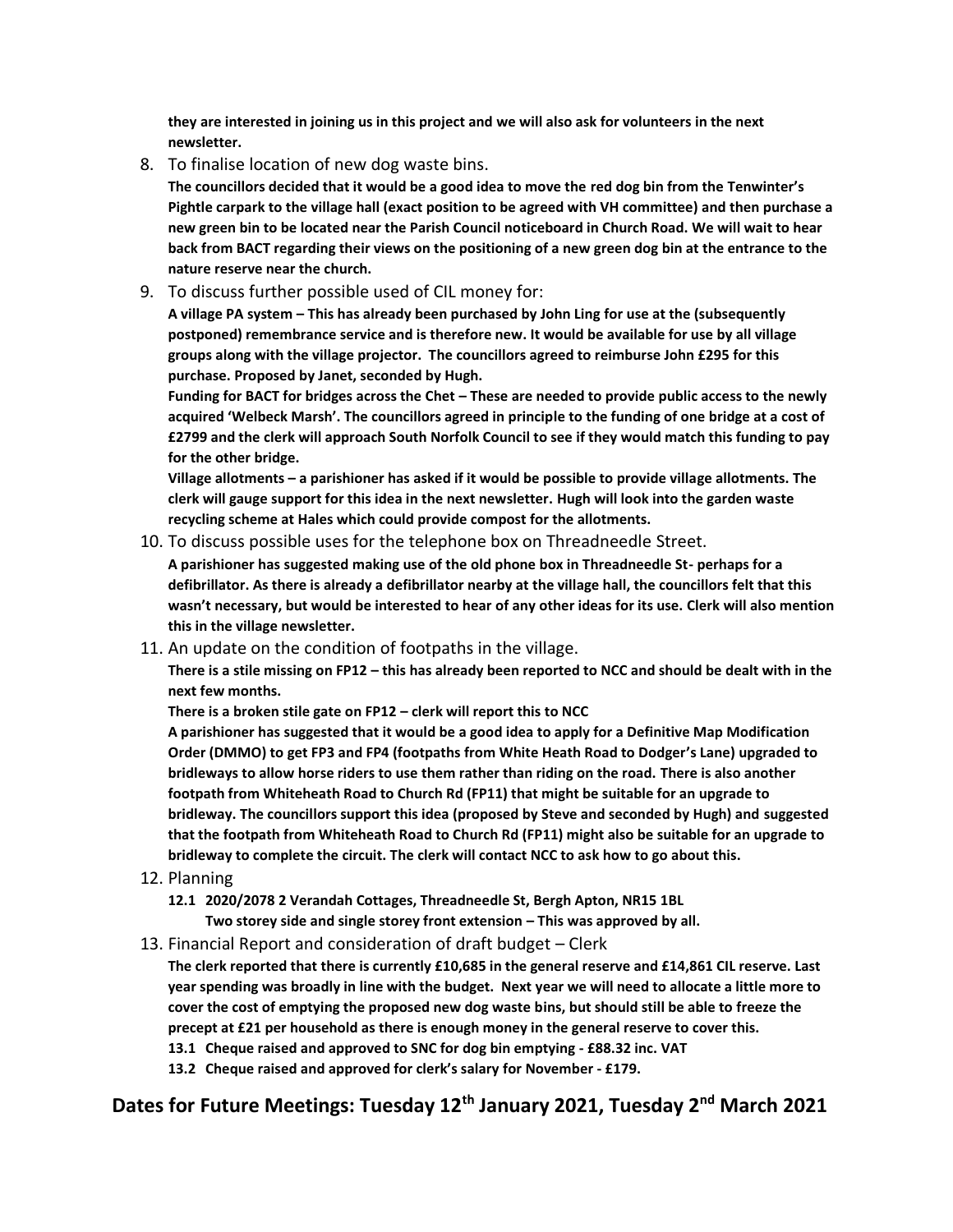**they are interested in joining us in this project and we will also ask for volunteers in the next newsletter.**

8. To finalise location of new dog waste bins.
   **The councillors decided that it would be a good idea to move the red dog bin from the Tenwinter's Pightle carpark to the village hall (exact position to be agreed with VH committee) and then purchase a new green bin to be located near the Parish Council noticeboard in Church Road. We will wait to hear back from BACT regarding their views on the positioning of a new green dog bin at the entrance to the nature reserve near the church.**

9. To discuss further possible used of CIL money for:
   **A village PA system – This has already been purchased by John Ling for use at the (subsequently postponed) remembrance service and is therefore new. It would be available for use by all village groups along with the village projector. The councillors agreed to reimburse John £295 for this purchase. Proposed by Janet, seconded by Hugh.**
   **Funding for BACT for bridges across the Chet – These are needed to provide public access to the newly acquired 'Welbeck Marsh'. The councillors agreed in principle to the funding of one bridge at a cost of £2799 and the clerk will approach South Norfolk Council to see if they would match this funding to pay for the other bridge.**
   **Village allotments – a parishioner has asked if it would be possible to provide village allotments. The clerk will gauge support for this idea in the next newsletter. Hugh will look into the garden waste recycling scheme at Hales which could provide compost for the allotments.**

10. To discuss possible uses for the telephone box on Threadneedle Street.
    **A parishioner has suggested making use of the old phone box in Threadneedle St- perhaps for a defibrillator. As there is already a defibrillator nearby at the village hall, the councillors felt that this wasn't necessary, but would be interested to hear of any other ideas for its use. Clerk will also mention this in the village newsletter.**

11. An update on the condition of footpaths in the village.
    **There is a stile missing on FP12 – this has already been reported to NCC and should be dealt with in the next few months.**
    **There is a broken stile gate on FP12 – clerk will report this to NCC**
    **A parishioner has suggested that it would be a good idea to apply for a Definitive Map Modification Order (DMMO) to get FP3 and FP4 (footpaths from White Heath Road to Dodger's Lane) upgraded to bridleways to allow horse riders to use them rather than riding on the road. There is also another footpath from Whiteheath Road to Church Rd (FP11) that might be suitable for an upgrade to bridleway. The councillors support this idea (proposed by Steve and seconded by Hugh) and suggested that the footpath from Whiteheath Road to Church Rd (FP11) might also be suitable for an upgrade to bridleway to complete the circuit. The clerk will contact NCC to ask how to go about this.**

12. Planning
    **12.1 2020/2078 2 Verandah Cottages, Threadneedle St, Bergh Apton, NR15 1BL**
    **Two storey side and single storey front extension – This was approved by all.**

13. Financial Report and consideration of draft budget – Clerk
    **The clerk reported that there is currently £10,685 in the general reserve and £14,861 CIL reserve. Last year spending was broadly in line with the budget. Next year we will need to allocate a little more to cover the cost of emptying the proposed new dog waste bins, but should still be able to freeze the precept at £21 per household as there is enough money in the general reserve to cover this.**
    **13.1 Cheque raised and approved to SNC for dog bin emptying - £88.32 inc. VAT**
    **13.2 Cheque raised and approved for clerk's salary for November - £179.**

## Dates for Future Meetings: Tuesday 12th January 2021, Tuesday 2nd March 2021